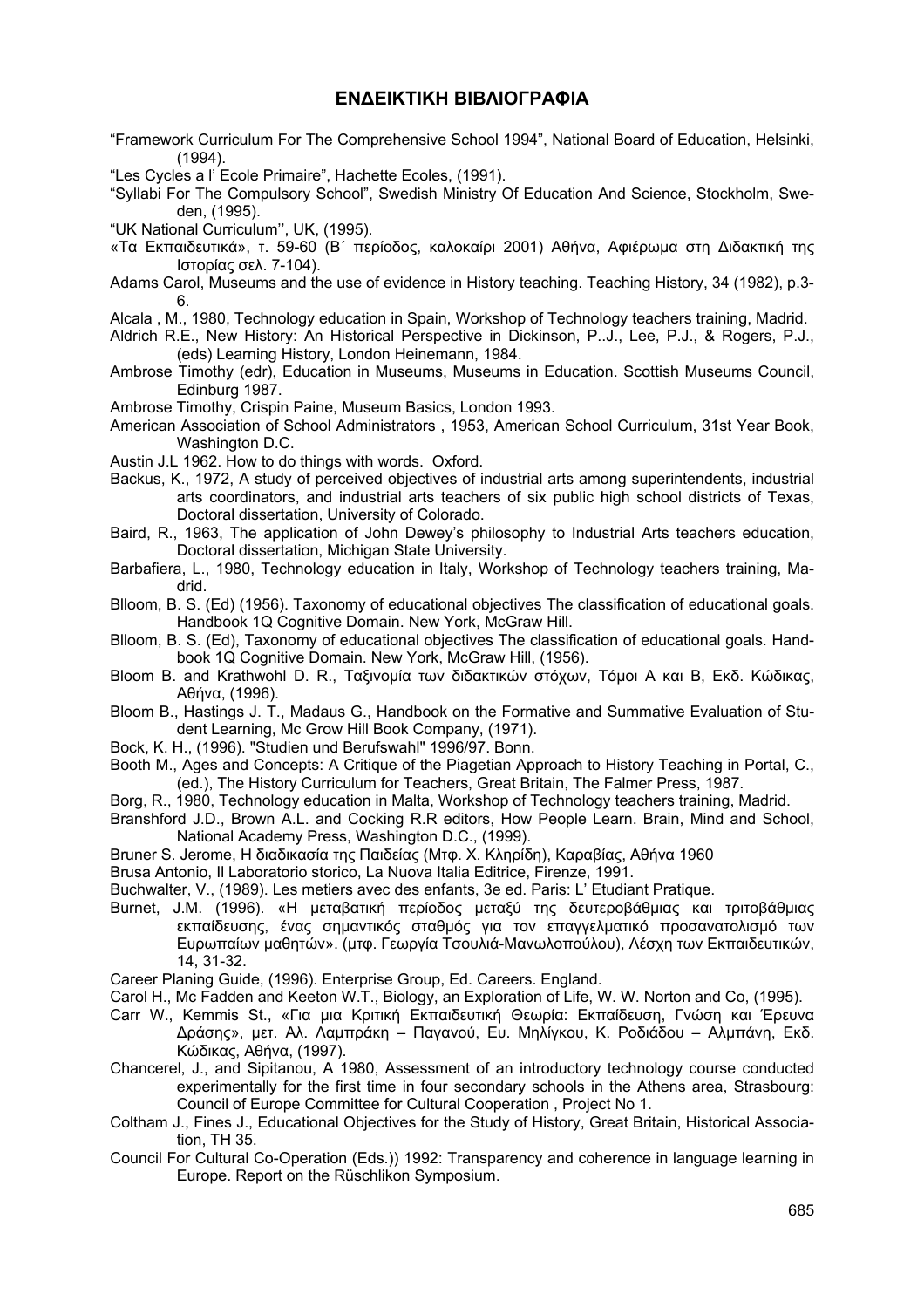## ΕΝΔΕΙΚΤΙΚΗ ΒΙΒΛΙΟΓΡΑΦΙΑ

"Framework Curriculum For The Comprehensive School 1994", National Board of Education, Helsinki, (1994).

"Les Cycles a l' Ecole Primaire", Hachette Ecoles, (1991).

"Syllabi For The Compulsory School", Swedish Ministry Of Education And Science, Stockholm, Sweden, (1995).

"UK National Curriculum'', UK, (1995).

«Τα Εκπαιδευτικά», τ. 59-60 (Β΄ περίοδος, καλοκαίρι 2001) Αθήνα, Αφιέρωμα στη Διδακτική της Ιστορίας σελ. 7-104).

Adams Carol, Museums and the use of evidence in History teaching. Teaching History, 34 (1982), p.3-6.

Alcala , M., 1980, Technology education in Spain, Workshop of Technology teachers training, Madrid.

Aldrich R.E., New History: An Historical Perspective in Dickinson, P..J., Lee, P.J., & Rogers, P.J., (eds) Learning History, London Heinemann, 1984.

Ambrose Timothy (edr), Education in Museums, Museums in Education. Scottish Museums Council, Edinburg 1987.

Ambrose Timothy, Crispin Paine, Museum Basics, London 1993.

American Association of School Administrators , 1953, American School Curriculum, 31st Year Book, Washington D.C.

Austin J.L 1962. How to do things with words. Oxford.

Backus, K., 1972, A study of perceived objectives of industrial arts among superintendents, industrial arts coordinators, and industrial arts teachers of six public high school districts of Texas, Doctoral dissertation, University of Colorado.

Baird, R., 1963, The application of John Dewey's philosophy to Industrial Arts teachers education, Doctoral dissertation, Michigan State University.

Barbafiera, L., 1980, Technology education in Italy, Workshop of Technology teachers training, Madrid.

Blloom, B. S. (Ed) (1956). Taxonomy of educational objectives The classification of educational goals. Handbook 1Q Cognitive Domain. New York, McGraw Hill.

Blloom, B. S. (Ed), Taxonomy of educational objectives The classification of educational goals. Handbook 1Q Cognitive Domain. New York, McGraw Hill, (1956).

Bloom B. and Krathwohl D. R., Ταξινομία των διδακτικών στόχων, Τόμοι Α και Β, Εκδ. Κώδικας, Αθήνα, (1996).

Bloom B., Hastings J. T., Madaus G., Handbook on the Formative and Summative Evaluation of Student Learning, Mc Grow Hill Book Company, (1971).

Bock, K. H., (1996). "Studien und Berufswahl" 1996/97. Bonn.

Booth M., Ages and Concepts: A Critique of the Piagetian Approach to History Teaching in Portal, C., (ed.), The History Curriculum for Teachers, Great Britain, The Falmer Press, 1987.

Borg, R., 1980, Technology education in Malta, Workshop of Technology teachers training, Madrid.

Branshford J.D., Brown A.L. and Cocking R.R editors, How People Learn. Brain, Mind and School, National Academy Press, Washington D.C., (1999).

Bruner S. Jerome, Η διαδικασία της Παιδείας (Μτφ. Χ. Κληρίδη), Καραβίας, Αθήνα 1960

Brusa Antonio, Il Laboratorio storico, La Nuova Italia Editrice, Firenze, 1991.

Buchwalter, V., (1989). Les metiers avec des enfants, 3e ed. Paris: L' Etudiant Pratique.

Burnet, J.M. (1996). «Η μεταβατική περίοδος μεταξύ της δευτεροβάθμιας και τριτοβάθμιας εκπαίδευσης, ένας σημαντικός σταθμός για τον επαγγελματικό προσανατολισμό των Ευρωπαίων μαθητών». (μτφ. Γεωργία Τσουλιά-Μανωλοπούλου), Λέσχη των Εκπαιδευτικών, 14, 31-32.

Career Planing Guide, (1996). Enterprise Group, Ed. Careers. England.

Carol H., Mc Fadden and Keeton W.T., Biology, an Exploration of Life, W. W. Norton and Co, (1995).

Carr W., Kemmis St., «Για μια Κριτική Εκπαιδευτική Θεωρία: Εκπαίδευση, Γνώση και Έρευνα Δράσης», μετ. Αλ. Λαμπράκη – Παγανού, Ευ. Μηλίγκου, Κ. Ροδιάδου – Αλμπάνη, Εκδ. Κώδικας, Αθήνα, (1997).

Chancerel, J., and Sipitanou, A 1980, Assessment of an introductory technology course conducted experimentally for the first time in four secondary schools in the Athens area, Strasbourg: Council of Europe Committee for Cultural Cooperation , Project No 1.

Coltham J., Fines J., Educational Objectives for the Study of History, Great Britain, Historical Association, TH 35.

Council For Cultural Co-Operation (Eds.)) 1992: Transparency and coherence in language learning in Europe. Report on the Rüschlikon Symposium.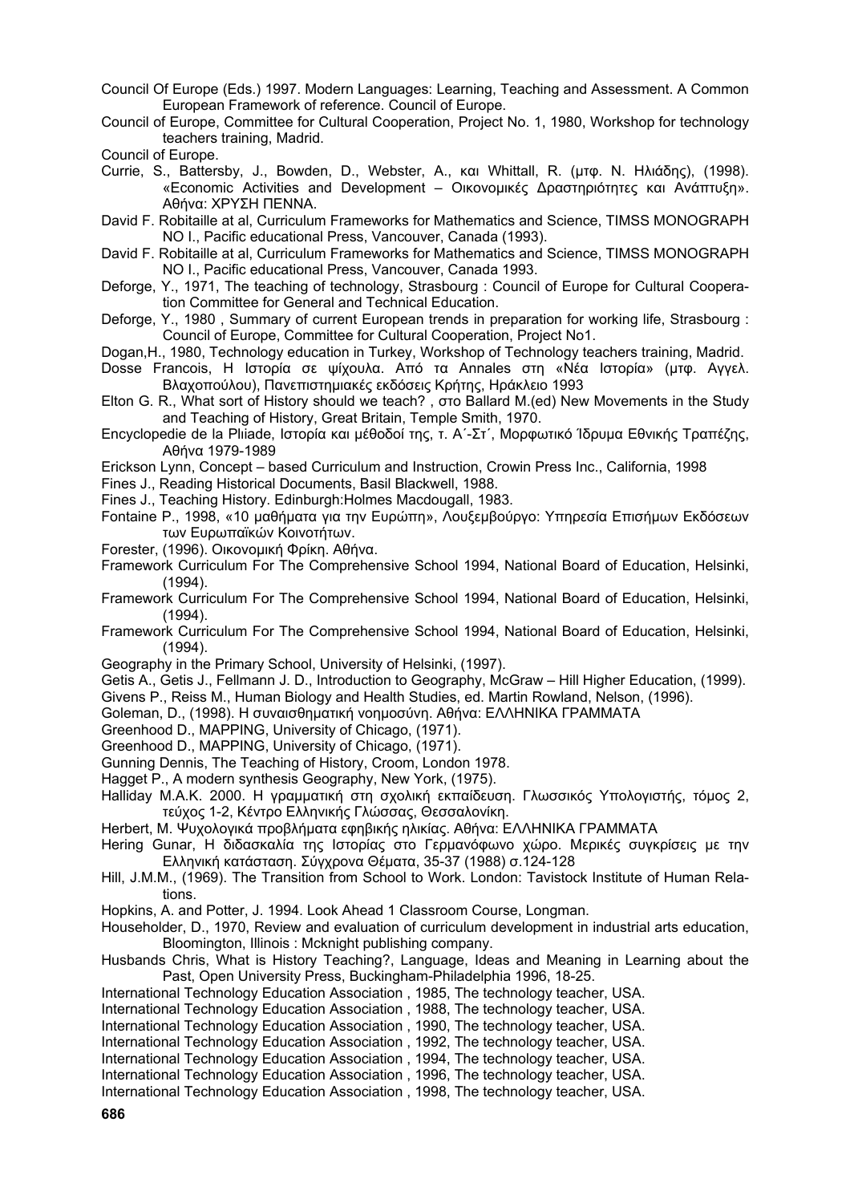Council Of Europe (Eds.) 1997. Modern Languages: Learning, Teaching and Assessment. A Common European Framework of reference. Council of Europe.

Council of Europe, Committee for Cultural Cooperation, Project No. 1, 1980, Workshop for technology teachers training, Madrid.

Council of Europe.

Currie, S., Battersby, J., Bowden, D., Webster, A., και Whittall, R. (μτφ. Ν. Ηλιάδης), (1998). «Economic Activities and Development – Οικονομικές Δραστηριότητες και Ανάπτυξη». Αθήνα: ΧΡΥΣΗ ΠΕΝΝΑ.

David F. Robitaille at al, Curriculum Frameworks for Mathematics and Science, TIMSS MONOGRAPH NO I., Pacific educational Press, Vancouver, Canada (1993).

David F. Robitaille at al, Curriculum Frameworks for Mathematics and Science, TIMSS MONOGRAPH NO I., Pacific educational Press, Vancouver, Canada 1993.

Deforge, Y., 1971, The teaching of technology, Strasbourg : Council of Europe for Cultural Cooperation Committee for General and Technical Education.

Deforge, Y., 1980 , Summary of current European trends in preparation for working life, Strasbourg : Council of Europe, Committee for Cultural Cooperation, Project No1.

Dogan,H., 1980, Technology education in Turkey, Workshop of Technology teachers training, Madrid.

Dosse Francois, Η Ιστορία σε ψίχουλα. Από τα Annales στη «Νέα Ιστορία» (μτφ. Αγγελ. Βλαχοπούλου), Πανεπιστημιακές εκδόσεις Κρήτης, Ηράκλειο 1993

Elton G. R., What sort of History should we teach? , στο Ballard M.(ed) New Movements in the Study and Teaching of History, Great Britain, Temple Smith, 1970.

Encyclopedie de la Pliiade, Ιστορία και μέθοδοί της, τ. Α΄-Στ΄, Μορφωτικό Ίδρυμα Εθνικής Τραπέζης, Αθήνα 1979-1989

Erickson Lynn, Concept – based Curriculum and Instruction, Crowin Press Inc., California, 1998

Fines J., Reading Historical Documents, Basil Blackwell, 1988.

Fines J., Teaching History. Edinburgh:Holmes Macdougall, 1983.

Fontaine P., 1998, «10 μαθήματα για την Ευρώπη», Λουξεμβούργο: Υπηρεσία Επισήμων Εκδόσεων των Ευρωπαϊκών Κοινοτήτων.

Forester, (1996). Οικονομική Φρίκη. Αθήνα.

Framework Curriculum For The Comprehensive School 1994, National Board of Education, Helsinki, (1994).

Framework Curriculum For The Comprehensive School 1994, National Board of Education, Helsinki, (1994).

Framework Curriculum For The Comprehensive School 1994, National Board of Education, Helsinki, (1994).

Geography in the Primary School, University of Helsinki, (1997).

Getis A., Getis J., Fellmann J. D., Introduction to Geography, McGraw – Hill Higher Education, (1999).

Givens P., Reiss M., Human Biology and Health Studies, ed. Martin Rowland, Nelson, (1996).

Goleman, D., (1998). Η συναισθηματική νοημοσύνη. Αθήνα: ΕΛΛΗΝΙΚΑ ΓΡΑΜΜΑΤΑ

Greenhood D., MAPPING, University of Chicago, (1971).

Greenhood D., MAPPING, University of Chicago, (1971).

Gunning Dennis, The Teaching of History, Croom, London 1978.

Hagget P., A modern synthesis Geography, New York, (1975).

Halliday M.A.K. 2000. Η γραμματική στη σχολική εκπαίδευση. Γλωσσικός Υπολογιστής, τόμος 2, τεύχος 1-2, Κέντρο Ελληνικής Γλώσσας, Θεσσαλονίκη.

Herbert, Μ. Ψυχολογικά προβλήματα εφηβικής ηλικίας. Αθήνα: ΕΛΛΗΝΙΚΑ ΓΡΑΜΜΑΤΑ

Hering Gunar, Η διδασκαλία της Ιστορίας στο Γερμανόφωνο χώρο. Μερικές συγκρίσεις με την Ελληνική κατάσταση. Σύγχρονα Θέματα, 35-37 (1988) σ.124-128

Hill, J.M.M., (1969). The Transition from School to Work. London: Tavistock Institute of Human Relations.

Hopkins, A. and Potter, J. 1994. Look Ahead 1 Classroom Course, Longman.

Householder, D., 1970, Review and evaluation of curriculum development in industrial arts education, Bloomington, Illinois : Mcknight publishing company.

Husbands Chris, What is History Teaching?, Language, Ideas and Meaning in Learning about the Past, Open University Press, Buckingham-Philadelphia 1996, 18-25.

International Technology Education Association , 1985, The technology teacher, USA.

International Technology Education Association , 1988, The technology teacher, USA.

International Technology Education Association , 1990, The technology teacher, USA.

International Technology Education Association , 1992, The technology teacher, USA.

International Technology Education Association , 1994, The technology teacher, USA.

International Technology Education Association , 1996, The technology teacher, USA.

International Technology Education Association , 1998, The technology teacher, USA.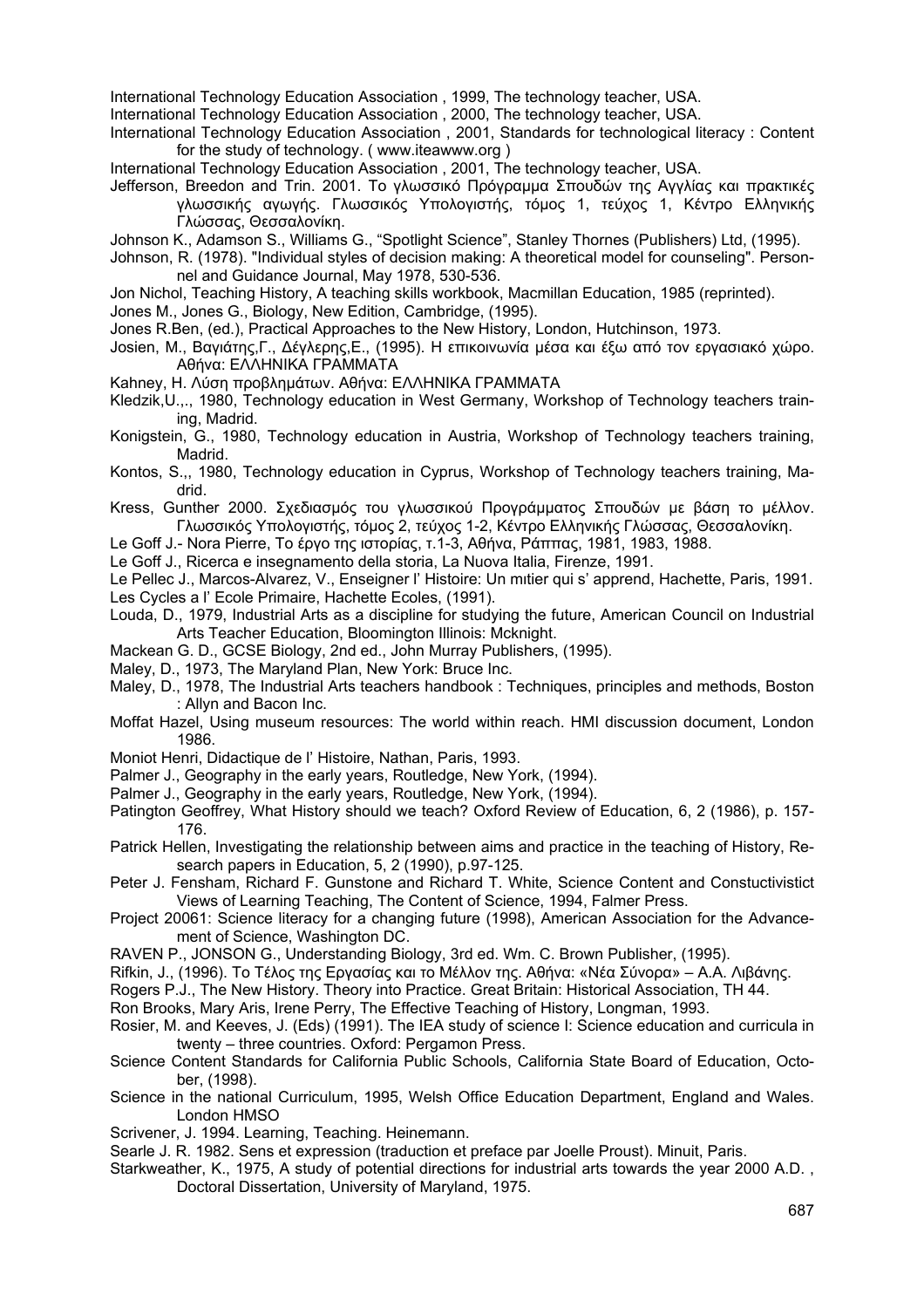International Technology Education Association , 1999, The technology teacher, USA.

International Technology Education Association , 2000, The technology teacher, USA.

International Technology Education Association , 2001, Standards for technological literacy : Content for the study of technology. ( www.iteawww.org )

International Technology Education Association , 2001, The technology teacher, USA.

Jefferson, Breedon and Trin. 2001. Το γλωσσικό Πρόγραμμα Σπουδών της Αγγλίας και πρακτικές γλωσσικής αγωγής. Γλωσσικός Υπολογιστής, τόμος 1, τεύχος 1, Κέντρο Ελληνικής Γλώσσας, Θεσσαλονίκη.

Johnson K., Adamson S., Williams G., "Spotlight Science", Stanley Thornes (Publishers) Ltd, (1995).

Johnson, R. (1978). "Individual styles of decision making: A theoretical model for counseling". Personnel and Guidance Journal, May 1978, 530-536.

Jon Nichol, Teaching History, A teaching skills workbook, Macmillan Education, 1985 (reprinted).

Jones M., Jones G., Biology, New Edition, Cambridge, (1995).

Jones R.Ben, (ed.), Practical Approaches to the New History, London, Hutchinson, 1973.

Josien, M., Βαγιάτης,Γ., Δέγλερης,Ε., (1995). Η επικοινωνία μέσα και έξω από τον εργασιακό χώρο. Αθήνα: ΕΛΛΗΝΙΚΑ ΓΡΑΜΜΑΤΑ

Kahney, H. Λύση προβλημάτων. Αθήνα: ΕΛΛΗΝΙΚΑ ΓΡΑΜΜΑΤΑ

Kledzik,U.,., 1980, Technology education in West Germany, Workshop of Technology teachers training, Madrid.

Konigstein, G., 1980, Technology education in Austria, Workshop of Technology teachers training, Madrid.

Kontos, S.,, 1980, Technology education in Cyprus, Workshop of Technology teachers training, Madrid.

Kress, Gunther 2000. Σχεδιασμός του γλωσσικού Προγράμματος Σπουδών με βάση το μέλλον. Γλωσσικός Υπολογιστής, τόμος 2, τεύχος 1-2, Κέντρο Ελληνικής Γλώσσας, Θεσσαλονίκη.

Le Goff J.- Nora Pierre, Το έργο της ιστορίας, τ.1-3, Αθήνα, Ράππας, 1981, 1983, 1988.

Le Goff J., Ricerca e insegnamento della storia, La Nuova Italia, Firenze, 1991.

Le Pellec J., Marcos-Alvarez, V., Enseigner l' Histoire: Un mιtier qui s' apprend, Hachette, Paris, 1991.

Les Cycles a l' Ecole Primaire, Hachette Ecoles, (1991).

Louda, D., 1979, Industrial Arts as a discipline for studying the future, American Council on Industrial Arts Teacher Education, Bloomington Illinois: Mcknight.

Mackean G. D., GCSE Biology, 2nd ed., John Murray Publishers, (1995).

Maley, D., 1973, The Maryland Plan, New York: Bruce Inc.

Maley, D., 1978, The Industrial Arts teachers handbook : Techniques, principles and methods, Boston : Allyn and Bacon Inc.

Moffat Hazel, Using museum resources: The world within reach. HMI discussion document, London 1986.

Moniot Henri, Didactique de l' Histoire, Nathan, Paris, 1993.

Palmer J., Geography in the early years, Routledge, New York, (1994).

Palmer J., Geography in the early years, Routledge, New York, (1994).

Patington Geoffrey, What History should we teach? Oxford Review of Education, 6, 2 (1986), p. 157-176.

Patrick Hellen, Investigating the relationship between aims and practice in the teaching of History, Research papers in Education, 5, 2 (1990), p.97-125.

Peter J. Fensham, Richard F. Gunstone and Richard T. White, Science Content and Constuctivistict Views of Learning Teaching, The Content of Science, 1994, Falmer Press.

Project 20061: Science literacy for a changing future (1998), American Association for the Advancement of Science, Washington DC.

RAVEN P., JONSON G., Understanding Biology, 3rd ed. Wm. C. Brown Publisher, (1995).

Rifkin, J., (1996). Το Τέλος της Εργασίας και το Μέλλον της. Αθήνα: «Νέα Σύνορα» – Α.Α. Λιβάνης.

Rogers P.J., The New History. Theory into Practice. Great Britain: Historical Association, TH 44.

Ron Brooks, Mary Aris, Irene Perry, The Effective Teaching of History, Longman, 1993.

Rosier, M. and Keeves, J. (Eds) (1991). The IEA study of science I: Science education and curricula in twenty – three countries. Oxford: Pergamon Press.

Science Content Standards for California Public Schools, California State Board of Education, October, (1998).

Science in the national Curriculum, 1995, Welsh Office Education Department, England and Wales. London HMSO

Scrivener, J. 1994. Learning, Teaching. Heinemann.

Searle J. R. 1982. Sens et expression (traduction et preface par Joelle Proust). Minuit, Paris.

Starkweather, K., 1975, A study of potential directions for industrial arts towards the year 2000 A.D. , Doctoral Dissertation, University of Maryland, 1975.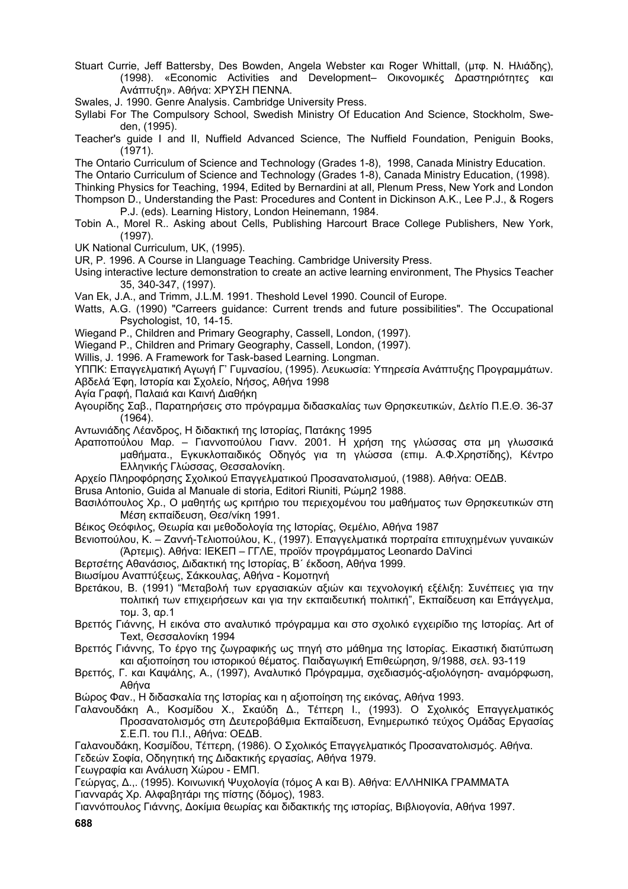Stuart Currie, Jeff Battersby, Des Bowden, Angela Webster και Roger Whittall, (μτφ. Ν. Ηλιάδης), (1998). «Economic Activities and Development– Οικονομικές Δραστηριότητες και Ανάπτυξη». Αθήνα: ΧΡΥΣΗ ΠΕΝΝΑ.

Swales, J. 1990. Genre Analysis. Cambridge University Press.

Syllabi For The Compulsory School, Swedish Ministry Of Education And Science, Stockholm, Sweden, (1995).

Teacher's guide I and II, Nuffield Advanced Science, The Nuffield Foundation, Peniguin Books, (1971).

The Ontario Curriculum of Science and Technology (Grades 1-8), 1998, Canada Ministry Education.

The Ontario Curriculum of Science and Technology (Grades 1-8), Canada Ministry Education, (1998).

Thinking Physics for Teaching, 1994, Edited by Bernardini at all, Plenum Press, New York and London

Thompson D., Understanding the Past: Procedures and Content in Dickinson A.K., Lee P.J., & Rogers P.J. (eds). Learning History, London Heinemann, 1984.

Tobin A., Morel R.. Asking about Cells, Publishing Harcourt Brace College Publishers, New York, (1997).

UK National Curriculum, UK, (1995).

UR, P. 1996. A Course in Llanguage Teaching. Cambridge University Press.

Using interactive lecture demonstration to create an active learning environment, The Physics Teacher 35, 340-347, (1997).

Van Ek, J.A., and Trimm, J.L.M. 1991. Theshold Level 1990. Council of Europe.

Watts, A.G. (1990) "Carreers guidance: Current trends and future possibilities". The Occupational Psychologist, 10, 14-15.

Wiegand P., Children and Primary Geography, Cassell, London, (1997).

Wiegand P., Children and Primary Geography, Cassell, London, (1997).

Willis, J. 1996. A Framework for Task-based Learning. Longman.

ΥΠΠΚ: Επαγγελματική Αγωγή Γ' Γυμνασίου, (1995). Λευκωσία: Υπηρεσία Ανάπτυξης Προγραμμάτων.

Αβδελά Έφη, Ιστορία και Σχολείο, Νήσος, Αθήνα 1998

Αγία Γραφή, Παλαιά και Καινή Διαθήκη

Αγουρίδης Σαβ., Παρατηρήσεις στο πρόγραμμα διδασκαλίας των Θρησκευτικών, Δελτίο Π.Ε.Θ. 36-37 (1964).

Αντωνιάδης Λέανδρος, Η διδακτική της Ιστορίας, Πατάκης 1995

Αραποπούλου Μαρ. – Γιαννοπούλου Γιανν. 2001. Η χρήση της γλώσσας στα μη γλωσσικά μαθήματα., Εγκυκλοπαιδικός Οδηγός για τη γλώσσα (επιμ. Α.Φ.Χρηστίδης), Κέντρο Ελληνικής Γλώσσας, Θεσσαλονίκη.

Αρχείο Πληροφόρησης Σχολικού Επαγγελματικού Προσανατολισμού, (1988). Αθήνα: ΟΕΔΒ.

Brusa Antonio, Guida al Manuale di storia, Editori Riuniti, Ρώμη2 1988.

Βασιλόπουλος Χρ., Ο μαθητής ως κριτήριο του περιεχομένου του μαθήματος των Θρησκευτικών στη Μέση εκπαίδευση, Θεσ/νίκη 1991.

Βέικος Θεόφιλος, Θεωρία και μεθοδολογία της Ιστορίας, Θεμέλιο, Αθήνα 1987

Βενιοπούλου, Κ. – Ζαννή-Τελιοπούλου, Κ., (1997). Επαγγελματικά πορτραίτα επιτυχημένων γυναικών (Άρτεμις). Αθήνα: ΙΕΚΕΠ – ΓΓΛΕ, προϊόν προγράμματος Leonardo DaVinci

Βερτσέτης Αθανάσιος, Διδακτική της Ιστορίας, Β΄ έκδοση, Αθήνα 1999.

Βιωσίμου Αναπτύξεως, Σάκκουλας, Αθήνα - Κομοτηνή

Βρετάκου, Β. (1991) "Μεταβολή των εργασιακών αξιών και τεχνολογική εξέλιξη: Συνέπειες για την πολιτική των επιχειρήσεων και για την εκπαιδευτική πολιτική", Εκπαίδευση και Επάγγελμα, τομ. 3, αρ.1

Βρεττός Γιάννης, Η εικόνα στο αναλυτικό πρόγραμμα και στο σχολικό εγχειρίδιο της Ιστορίας. Art of Text, Θεσσαλονίκη 1994

Βρεττός Γιάννης, Το έργο της ζωγραφικής ως πηγή στο μάθημα της Ιστορίας. Εικαστική διατύπωση και αξιοποίηση του ιστορικού θέματος. Παιδαγωγική Επιθεώρηση, 9/1988, σελ. 93-119

Βρεττός, Γ. και Καψάλης, Α., (1997), Αναλυτικό Πρόγραμμα, σχεδιασμός-αξιολόγηση- αναμόρφωση, Αθήνα

Βώρος Φαν., Η διδασκαλία της Ιστορίας και η αξιοποίηση της εικόνας, Αθήνα 1993.

Γαλανουδάκη Α., Κοσμίδου Χ., Σκαύδη Δ., Τέττερη Ι., (1993). Ο Σχολικός Επαγγελματικός Προσανατολισμός στη Δευτεροβάθμια Εκπαίδευση, Ενημερωτικό τεύχος Ομάδας Εργασίας Σ.Ε.Π. του Π.Ι., Αθήνα: ΟΕΔΒ.

Γαλανουδάκη, Κοσμίδου, Τέττερη, (1986). Ο Σχολικός Επαγγελματικός Προσανατολισμός. Αθήνα.

Γεδεών Σοφία, Οδηγητική της Διδακτικής εργασίας, Αθήνα 1979.

Γεωγραφία και Ανάλυση Χώρου - ΕΜΠ.

Γεώργας, Δ.,. (1995). Κοινωνική Ψυχολογία (τόμος Α και Β). Αθήνα: ΕΛΛΗΝΙΚΑ ΓΡΑΜΜΑΤΑ

Γιανναράς Χρ. Αλφαβητάρι της πίστης (δόμος), 1983.

Γιαννόπουλος Γιάννης, Δοκίμια θεωρίας και διδακτικής της ιστορίας, Βιβλιογονία, Αθήνα 1997.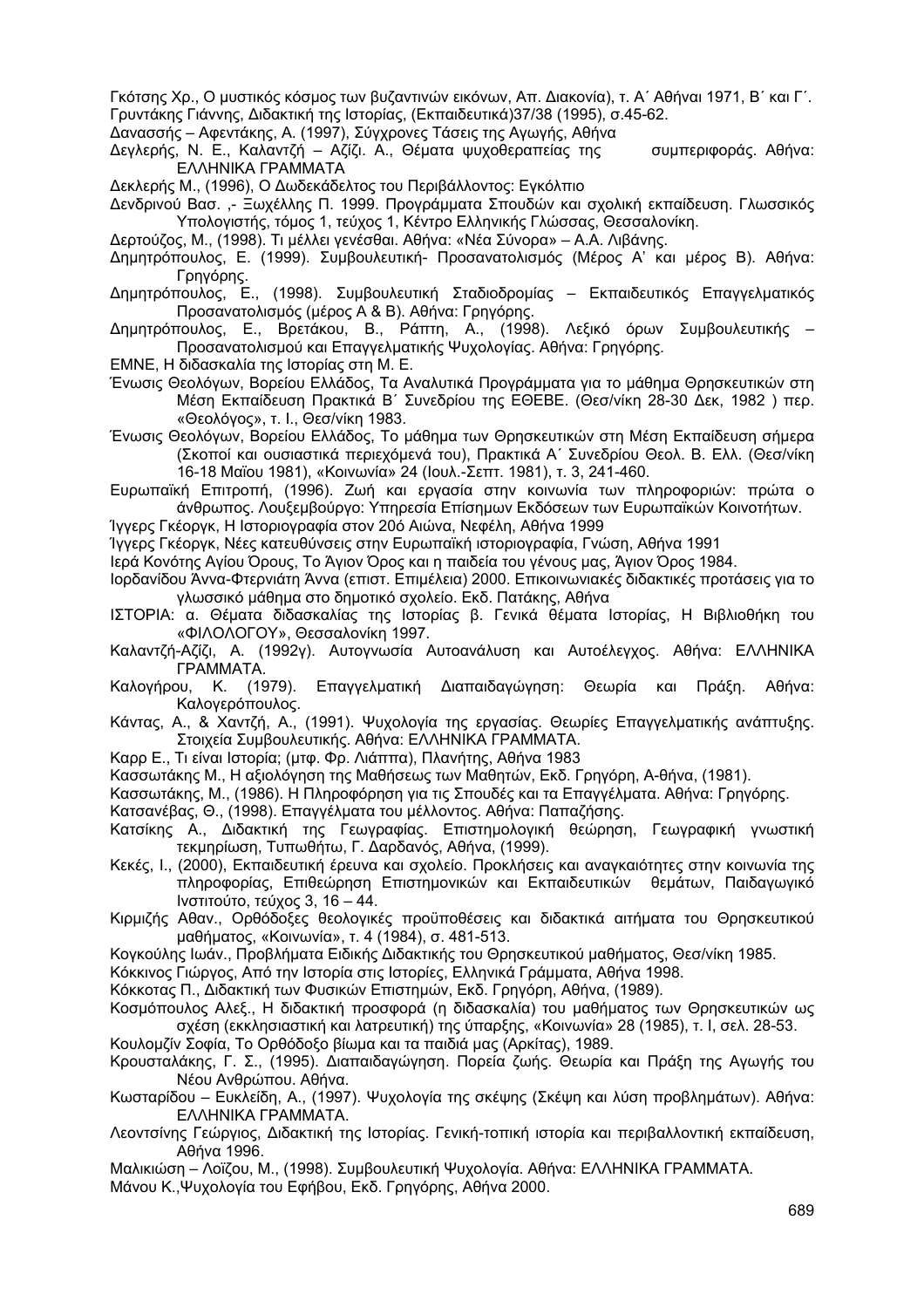Γκότσης Χρ., Ο μυστικός κόσμος των βυζαντινών εικόνων, Απ. Διακονία), τ. Α΄ Αθήναι 1971, Β΄ και Γ΄.

Γρυντάκης Γιάννης, Διδακτική της Ιστορίας, (Εκπαιδευτικά)37/38 (1995), σ.45-62.

Δανασσής – Αφεντάκης, Α. (1997), Σύγχρονες Τάσεις της Αγωγής, Αθήνα

Δεγλερής, Ν. Ε., Καλαντζή – Αζίζι. Α., Θέματα ψυχοθεραπείας της συμπεριφοράς. Αθήνα: ΕΛΛΗΝΙΚΑ ΓΡΑΜΜΑΤΑ

Δεκλερής Μ., (1996), Ο Δωδεκάδελτος του Περιβάλλοντος: Εγκόλπιο

Δενδρινού Βασ. ,- Ξωχέλλης Π. 1999. Προγράμματα Σπουδών και σχολική εκπαίδευση. Γλωσσικός Υπολογιστής, τόμος 1, τεύχος 1, Κέντρο Ελληνικής Γλώσσας, Θεσσαλονίκη.

Δερτούζος, Μ., (1998). Τι μέλλει γενέσθαι. Αθήνα: «Νέα Σύνορα» – Α.Α. Λιβάνης.

Δημητρόπουλος, Ε. (1999). Συμβουλευτική- Προσανατολισμός (Μέρος Α' και μέρος Β). Αθήνα: Γρηγόρης.

Δημητρόπουλος, Ε., (1998). Συμβουλευτική Σταδιοδρομίας – Εκπαιδευτικός Επαγγελματικός Προσανατολισμός (μέρος Α & Β). Αθήνα: Γρηγόρης.

Δημητρόπουλος, Ε., Βρετάκου, Β., Ράπτη, Α., (1998). Λεξικό όρων Συμβουλευτικής – Προσανατολισμού και Επαγγελματικής Ψυχολογίας. Αθήνα: Γρηγόρης.

ΕΜΝΕ, Η διδασκαλία της Ιστορίας στη Μ. Ε.

Ένωσις Θεολόγων, Βορείου Ελλάδος, Τα Αναλυτικά Προγράμματα για το μάθημα Θρησκευτικών στη Μέση Εκπαίδευση Πρακτικά Β΄ Συνεδρίου της ΕΘΕΒΕ. (Θεσ/νίκη 28-30 Δεκ, 1982 ) περ. «Θεολόγος», τ. Ι., Θεσ/νίκη 1983.

Ένωσις Θεολόγων, Βορείου Ελλάδος, Το μάθημα των Θρησκευτικών στη Μέση Εκπαίδευση σήμερα (Σκοποί και ουσιαστικά περιεχόμενά του), Πρακτικά Α΄ Συνεδρίου Θεολ. Β. Ελλ. (Θεσ/νίκη 16-18 Μαΐου 1981), «Κοινωνία» 24 (Ιουλ.-Σεπτ. 1981), τ. 3, 241-460.

Ευρωπαϊκή Επιτροπή, (1996). Ζωή και εργασία στην κοινωνία των πληροφοριών: πρώτα ο άνθρωπος. Λουξεμβούργο: Υπηρεσία Επίσημων Εκδόσεων των Ευρωπαϊκών Κοινοτήτων.

Ίγγερς Γκέοργκ, Η Ιστοριογραφία στον 20ό Αιώνα, Νεφέλη, Αθήνα 1999

Ίγγερς Γκέοργκ, Νέες κατευθύνσεις στην Ευρωπαϊκή ιστοριογραφία, Γνώση, Αθήνα 1991

Ιερά Κοινότης Αγίου Όρους, Το Άγιον Όρος και η παιδεία του γένους μας, Άγιον Όρος 1984.

Ιορδανίδου Άννα-Φτερνιάτη Άννα (επιστ. Επιμέλεια) 2000. Επικοινωνιακές διδακτικές προτάσεις για το γλωσσικό μάθημα στο δημοτικό σχολείο. Εκδ. Πατάκης, Αθήνα

ΙΣΤΟΡΙΑ: α. Θέματα διδασκαλίας της Ιστορίας β. Γενικά θέματα Ιστορίας, Η Βιβλιοθήκη του «ΦΙΛΟΛΟΓΟΥ», Θεσσαλονίκη 1997.

Καλαντζή-Αζίζι, Α. (1992γ). Αυτογνωσία Αυτοανάλυση και Αυτοέλεγχος. Αθήνα: ΕΛΛΗΝΙΚΑ ΓΡΑΜΜΑΤΑ.

Καλογήρου, Κ. (1979). Επαγγελματική Διαπαιδαγώγηση: Θεωρία και Πράξη. Αθήνα: Καλογερόπουλος.

Κάντας, Α., & Χαντζή, Α., (1991). Ψυχολογία της εργασίας. Θεωρίες Επαγγελματικής ανάπτυξης. Στοιχεία Συμβουλευτικής. Αθήνα: ΕΛΛΗΝΙΚΑ ΓΡΑΜΜΑΤΑ.

Καρρ Ε., Τι είναι Ιστορία; (μτφ. Φρ. Λιάππα), Πλανήτης, Αθήνα 1983

Κασσωτάκης Μ., Η αξιολόγηση της Μαθήσεως των Μαθητών, Εκδ. Γρηγόρη, Α-θήνα, (1981).

Κασσωτάκης, Μ., (1986). Η Πληροφόρηση για τις Σπουδές και τα Επαγγέλματα. Αθήνα: Γρηγόρης.

Κατσανέβας, Θ., (1998). Επαγγέλματα του μέλλοντος. Αθήνα: Παπαζήσης.

Κατσίκης Α., Διδακτική της Γεωγραφίας. Επιστημολογική θεώρηση, Γεωγραφική γνωστική τεκμηρίωση, Τυπωθήτω, Γ. Δαρδανός, Αθήνα, (1999).

Κεκές, Ι., (2000), Εκπαιδευτική έρευνα και σχολείο. Προκλήσεις και αναγκαιότητες στην κοινωνία της πληροφορίας, Επιθεώρηση Επιστημονικών και Εκπαιδευτικών θεμάτων, Παιδαγωγικό Ινστιτούτο, τεύχος 3, 16 – 44.

Κιρμιζής Αθαν., Ορθόδοξες θεολογικές προϋποθέσεις και διδακτικά αιτήματα του Θρησκευτικού μαθήματος, «Κοινωνία», τ. 4 (1984), σ. 481-513.

Κογκούλης Ιωάν., Προβλήματα Ειδικής Διδακτικής του Θρησκευτικού μαθήματος, Θεσ/νίκη 1985.

Κόκκινος Γιώργος, Από την Ιστορία στις Ιστορίες, Ελληνικά Γράμματα, Αθήνα 1998.

Κόκκοτας Π., Διδακτική των Φυσικών Επιστημών, Εκδ. Γρηγόρη, Αθήνα, (1989).

Κοσμόπουλος Αλεξ., Η διδακτική προσφορά (η διδασκαλία) του μαθήματος των Θρησκευτικών ως σχέση (εκκλησιαστική και λατρευτική) της ύπαρξης, «Κοινωνία» 28 (1985), τ. Ι, σελ. 28-53.

Κουλομζίν Σοφία, Το Ορθόδοξο βίωμα και τα παιδιά μας (Αρκίτας), 1989.

Κρουσταλάκης, Γ. Σ., (1995). Διαπαιδαγώγηση. Πορεία ζωής. Θεωρία και Πράξη της Αγωγής του Νέου Ανθρώπου. Αθήνα.

Κωσταρίδου – Ευκλείδη, Α., (1997). Ψυχολογία της σκέψης (Σκέψη και λύση προβλημάτων). Αθήνα: ΕΛΛΗΝΙΚΑ ΓΡΑΜΜΑΤΑ.

Λεοντσίνης Γεώργιος, Διδακτική της Ιστορίας. Γενική-τοπική ιστορία και περιβαλλοντική εκπαίδευση, Αθήνα 1996.

Μαλικιώση – Λοΐζου, Μ., (1998). Συμβουλευτική Ψυχολογία. Αθήνα: ΕΛΛΗΝΙΚΑ ΓΡΑΜΜΑΤΑ.

Μάνου Κ.,Ψυχολογία του Εφήβου, Εκδ. Γρηγόρης, Αθήνα 2000.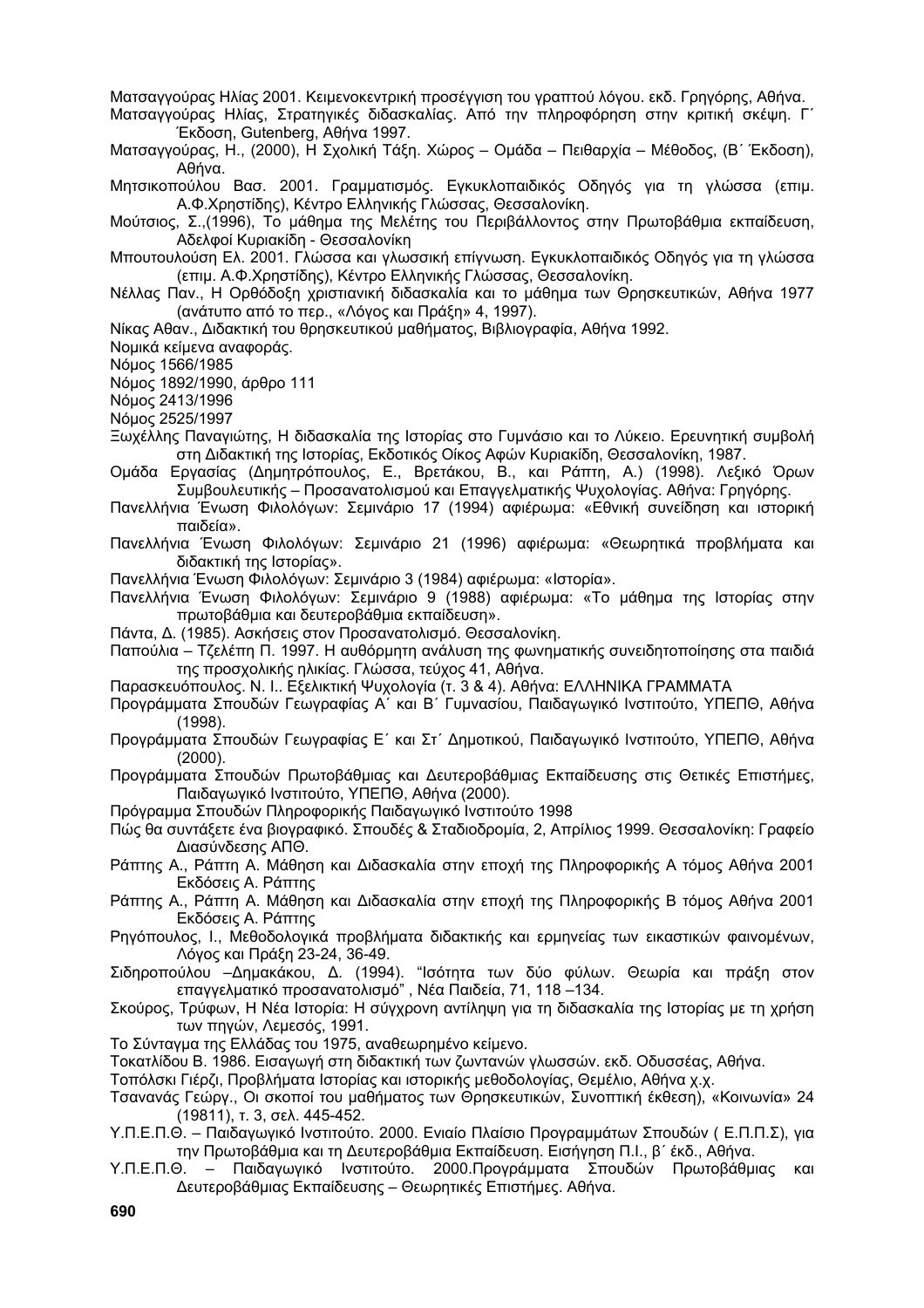Ματσαγγούρας Ηλίας 2001. Κειμενοκεντρική προσέγγιση του γραπτού λόγου. εκδ. Γρηγόρης, Αθήνα.

Ματσαγγούρας Ηλίας, Στρατηγικές διδασκαλίας. Από την πληροφόρηση στην κριτική σκέψη. Γ΄ Έκδοση, Gutenberg, Αθήνα 1997.

Ματσαγγούρας, Η., (2000), Η Σχολική Τάξη. Χώρος – Ομάδα – Πειθαρχία – Μέθοδος, (Β΄ Έκδοση), Αθήνα.

Μητσικοπούλου Βασ. 2001. Γραμματισμός. Εγκυκλοπαιδικός Οδηγός για τη γλώσσα (επιμ. Α.Φ.Χρηστίδης), Κέντρο Ελληνικής Γλώσσας, Θεσσαλονίκη.

Μούτσιος, Σ.,(1996), Το μάθημα της Μελέτης του Περιβάλλοντος στην Πρωτοβάθμια εκπαίδευση, Αδελφοί Κυριακίδη - Θεσσαλονίκη

Μπουτουλούση Ελ. 2001. Γλώσσα και γλωσσική επίγνωση. Εγκυκλοπαιδικός Οδηγός για τη γλώσσα (επιμ. Α.Φ.Χρηστίδης), Κέντρο Ελληνικής Γλώσσας, Θεσσαλονίκη.

Νέλλας Παν., Η Ορθόδοξη χριστιανική διδασκαλία και το μάθημα των Θρησκευτικών, Αθήνα 1977 (ανάτυπο από το περ., «Λόγος και Πράξη» 4, 1997).

Νίκας Αθαν., Διδακτική του θρησκευτικού μαθήματος, Βιβλιογραφία, Αθήνα 1992.

Νομικά κείμενα αναφοράς.

Νόμος 1566/1985

Νόμος 1892/1990, άρθρο 111

Νόμος 2413/1996

Νόμος 2525/1997

Ξωχέλλης Παναγιώτης, Η διδασκαλία της Ιστορίας στο Γυμνάσιο και το Λύκειο. Ερευνητική συμβολή στη Διδακτική της Ιστορίας, Εκδοτικός Οίκος Αφών Κυριακίδη, Θεσσαλονίκη, 1987.

Ομάδα Εργασίας (Δημητρόπουλος, Ε., Βρετάκου, Β., και Ράπτη, Α.) (1998). Λεξικό Όρων Συμβουλευτικής – Προσανατολισμού και Επαγγελματικής Ψυχολογίας. Αθήνα: Γρηγόρης.

Πανελλήνια Ένωση Φιλολόγων: Σεμινάριο 17 (1994) αφιέρωμα: «Εθνική συνείδηση και ιστορική παιδεία».

Πανελλήνια Ένωση Φιλολόγων: Σεμινάριο 21 (1996) αφιέρωμα: «Θεωρητικά προβλήματα και διδακτική της Ιστορίας».

Πανελλήνια Ένωση Φιλολόγων: Σεμινάριο 3 (1984) αφιέρωμα: «Ιστορία».

Πανελλήνια Ένωση Φιλολόγων: Σεμινάριο 9 (1988) αφιέρωμα: «Το μάθημα της Ιστορίας στην πρωτοβάθμια και δευτεροβάθμια εκπαίδευση».

Πάντα, Δ. (1985). Ασκήσεις στον Προσανατολισμό. Θεσσαλονίκη.

Παπούλια – Τζελέπη Π. 1997. Η αυθόρμητη ανάλυση της φωνηματικής συνειδητοποίησης στα παιδιά της προσχολικής ηλικίας. Γλώσσα, τεύχος 41, Αθήνα.

Παρασκευόπουλος. Ν. Ι.. Εξελικτική Ψυχολογία (τ. 3 & 4). Αθήνα: ΕΛΛΗΝΙΚΑ ΓΡΑΜΜΑΤΑ

Προγράμματα Σπουδών Γεωγραφίας Α΄ και Β΄ Γυμνασίου, Παιδαγωγικό Ινστιτούτο, ΥΠΕΠΘ, Αθήνα (1998).

Προγράμματα Σπουδών Γεωγραφίας Ε΄ και Στ΄ Δημοτικού, Παιδαγωγικό Ινστιτούτο, ΥΠΕΠΘ, Αθήνα (2000).

Προγράμματα Σπουδών Πρωτοβάθμιας και Δευτεροβάθμιας Εκπαίδευσης στις Θετικές Επιστήμες, Παιδαγωγικό Ινστιτούτο, ΥΠΕΠΘ, Αθήνα (2000).

Πρόγραμμα Σπουδών Πληροφορικής Παιδαγωγικό Ινστιτούτο 1998

Πώς θα συντάξετε ένα βιογραφικό. Σπουδές & Σταδιοδρομία, 2, Απρίλιος 1999. Θεσσαλονίκη: Γραφείο Διασύνδεσης ΑΠΘ.

Ράπτης Α., Ράπτη Α. Μάθηση και Διδασκαλία στην εποχή της Πληροφορικής Α τόμος Αθήνα 2001 Εκδόσεις Α. Ράπτης

Ράπτης Α., Ράπτη Α. Μάθηση και Διδασκαλία στην εποχή της Πληροφορικής Β τόμος Αθήνα 2001 Εκδόσεις Α. Ράπτης

Ρηγόπουλος, Ι., Μεθοδολογικά προβλήματα διδακτικής και ερμηνείας των εικαστικών φαινομένων, Λόγος και Πράξη 23-24, 36-49.

Σιδηροπούλου –Δημακάκου, Δ. (1994). "Ισότητα των δύο φύλων. Θεωρία και πράξη στον επαγγελματικό προσανατολισμό" , Νέα Παιδεία, 71, 118 –134.

Σκούρος, Τρύφων, Η Νέα Ιστορία: Η σύγχρονη αντίληψη για τη διδασκαλία της Ιστορίας με τη χρήση των πηγών, Λεμεσός, 1991.

Το Σύνταγμα της Ελλάδας του 1975, αναθεωρημένο κείμενο.

Τοκατλίδου Β. 1986. Εισαγωγή στη διδακτική των ζωντανών γλωσσών. εκδ. Οδυσσέας, Αθήνα.

Τοπόλσκι Γιέρζι, Προβλήματα Ιστορίας και ιστορικής μεθοδολογίας, Θεμέλιο, Αθήνα χ.χ.

Τσανανάς Γεώργ., Οι σκοποί του μαθήματος των Θρησκευτικών, Συνοπτική έκθεση), «Κοινωνία» 24 (19811), τ. 3, σελ. 445-452.

Υ.Π.Ε.Π.Θ. – Παιδαγωγικό Ινστιτούτο. 2000. Ενιαίο Πλαίσιο Προγραμμάτων Σπουδών ( Ε.Π.Π.Σ), για την Πρωτοβάθμια και τη Δευτεροβάθμια Εκπαίδευση. Εισήγηση Π.Ι., β΄ έκδ., Αθήνα.

Υ.Π.Ε.Π.Θ. – Παιδαγωγικό Ινστιτούτο. 2000.Προγράμματα Σπουδών Πρωτοβάθμιας και Δευτεροβάθμιας Εκπαίδευσης – Θεωρητικές Επιστήμες. Αθήνα.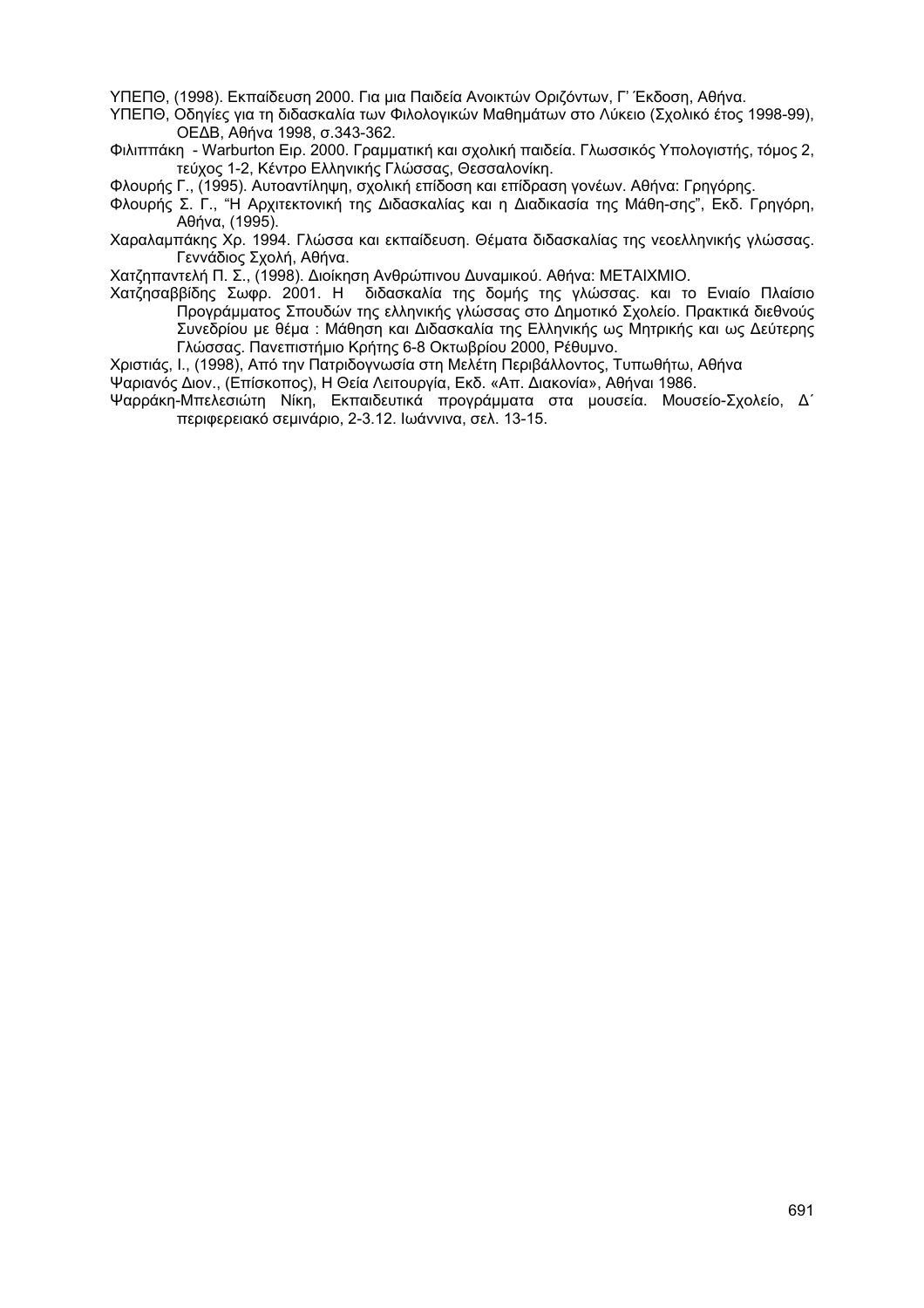ΥΠΕΠΘ, (1998). Εκπαίδευση 2000. Για μια Παιδεία Ανοικτών Οριζόντων, Γ' Έκδοση, Αθήνα.

ΥΠΕΠΘ, Οδηγίες για τη διδασκαλία των Φιλολογικών Μαθημάτων στο Λύκειο (Σχολικό έτος 1998-99), ΟΕΔΒ, Αθήνα 1998, σ.343-362.

Φιλιππάκη - Warburton Ειρ. 2000. Γραμματική και σχολική παιδεία. Γλωσσικός Υπολογιστής, τόμος 2, τεύχος 1-2, Κέντρο Ελληνικής Γλώσσας, Θεσσαλονίκη.

Φλουρής Γ., (1995). Αυτοαντίληψη, σχολική επίδοση και επίδραση γονέων. Αθήνα: Γρηγόρης.

Φλουρής Σ. Γ., "Η Αρχιτεκτονική της Διδασκαλίας και η Διαδικασία της Μάθη-σης", Εκδ. Γρηγόρη, Αθήνα, (1995).

Χαραλαμπάκης Χρ. 1994. Γλώσσα και εκπαίδευση. Θέματα διδασκαλίας της νεοελληνικής γλώσσας. Γεννάδιος Σχολή, Αθήνα.

Χατζηπαντελή Π. Σ., (1998). Διοίκηση Ανθρώπινου Δυναμικού. Αθήνα: ΜΕΤΑΙΧΜΙΟ.

Χατζησαββίδης Σωφρ. 2001. Η διδασκαλία της δομής της γλώσσας. και το Ενιαίο Πλαίσιο Προγράμματος Σπουδών της ελληνικής γλώσσας στο Δημοτικό Σχολείο. Πρακτικά διεθνούς Συνεδρίου με θέμα : Μάθηση και Διδασκαλία της Ελληνικής ως Μητρικής και ως Δεύτερης Γλώσσας. Πανεπιστήμιο Κρήτης 6-8 Οκτωβρίου 2000, Ρέθυμνο.

Χριστιάς, Ι., (1998), Από την Πατριδογνωσία στη Μελέτη Περιβάλλοντος, Τυπωθήτω, Αθήνα

Ψαριανός Διον., (Επίσκοπος), Η Θεία Λειτουργία, Εκδ. «Απ. Διακονία», Αθήναι 1986.

Ψαρράκη-Μπελεσιώτη Νίκη, Εκπαιδευτικά προγράμματα στα μουσεία. Μουσείο-Σχολείο, Δ΄ περιφερειακό σεμινάριο, 2-3.12. Ιωάννινα, σελ. 13-15.